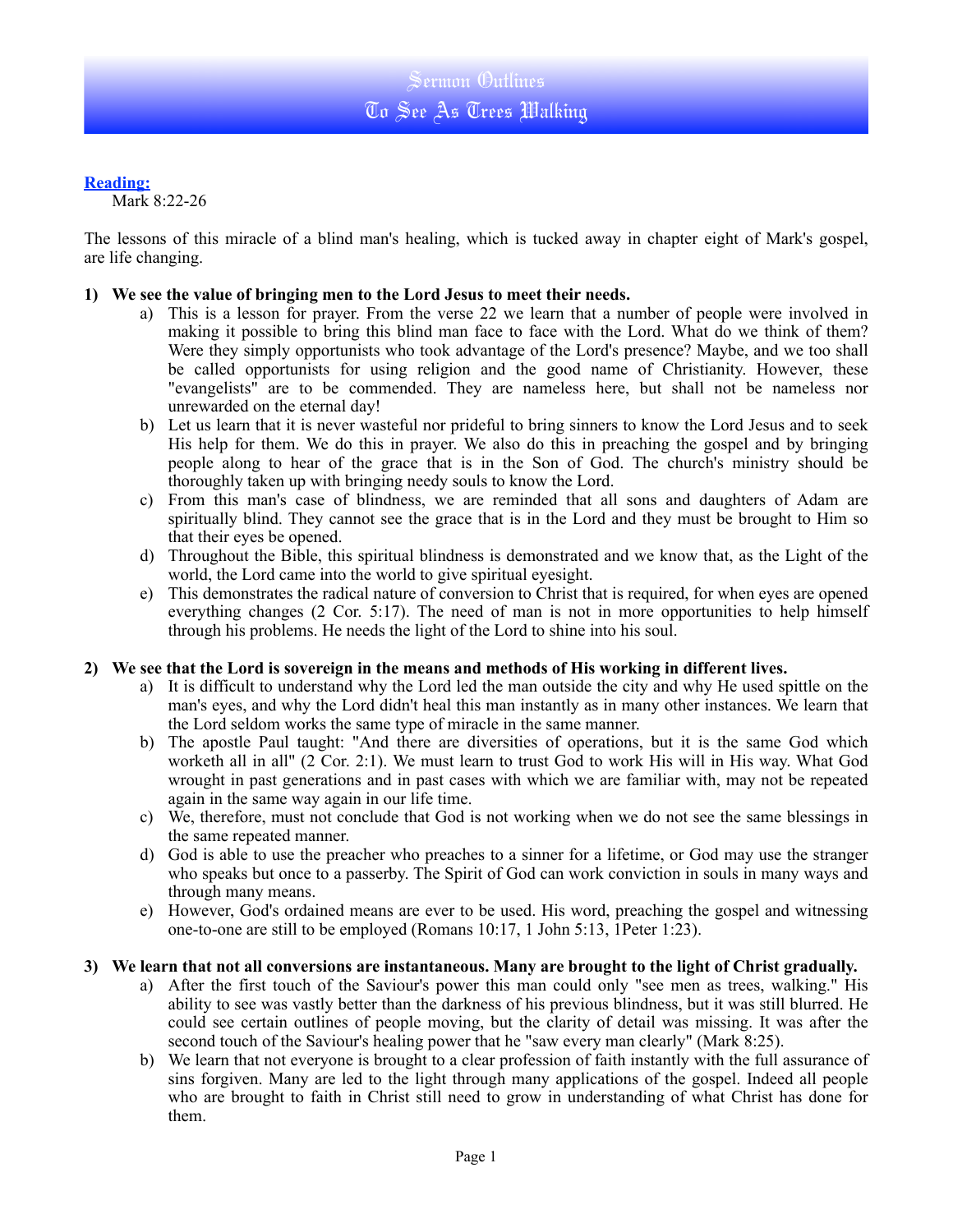# Sermon Outlines
## To See As Trees Walking

**Reading:**
Mark 8:22-26

The lessons of this miracle of a blind man's healing, which is tucked away in chapter eight of Mark's gospel, are life changing.

1) **We see the value of bringing men to the Lord Jesus to meet their needs.**
   a) This is a lesson for prayer. From the verse 22 we learn that a number of people were involved in making it possible to bring this blind man face to face with the Lord. What do we think of them? Were they simply opportunists who took advantage of the Lord's presence? Maybe, and we too shall be called opportunists for using religion and the good name of Christianity. However, these "evangelists" are to be commended. They are nameless here, but shall not be nameless nor unrewarded on the eternal day!
   b) Let us learn that it is never wasteful nor prideful to bring sinners to know the Lord Jesus and to seek His help for them. We do this in prayer. We also do this in preaching the gospel and by bringing people along to hear of the grace that is in the Son of God. The church's ministry should be thoroughly taken up with bringing needy souls to know the Lord.
   c) From this man's case of blindness, we are reminded that all sons and daughters of Adam are spiritually blind. They cannot see the grace that is in the Lord and they must be brought to Him so that their eyes be opened.
   d) Throughout the Bible, this spiritual blindness is demonstrated and we know that, as the Light of the world, the Lord came into the world to give spiritual eyesight.
   e) This demonstrates the radical nature of conversion to Christ that is required, for when eyes are opened everything changes (2 Cor. 5:17). The need of man is not in more opportunities to help himself through his problems. He needs the light of the Lord to shine into his soul.

2) **We see that the Lord is sovereign in the means and methods of His working in different lives.**
   a) It is difficult to understand why the Lord led the man outside the city and why He used spittle on the man's eyes, and why the Lord didn't heal this man instantly as in many other instances. We learn that the Lord seldom works the same type of miracle in the same manner.
   b) The apostle Paul taught: "And there are diversities of operations, but it is the same God which worketh all in all" (2 Cor. 2:1). We must learn to trust God to work His will in His way. What God wrought in past generations and in past cases with which we are familiar with, may not be repeated again in the same way again in our life time.
   c) We, therefore, must not conclude that God is not working when we do not see the same blessings in the same repeated manner.
   d) God is able to use the preacher who preaches to a sinner for a lifetime, or God may use the stranger who speaks but once to a passerby. The Spirit of God can work conviction in souls in many ways and through many means.
   e) However, God's ordained means are ever to be used. His word, preaching the gospel and witnessing one-to-one are still to be employed (Romans 10:17, 1 John 5:13, 1Peter 1:23).

3) **We learn that not all conversions are instantaneous. Many are brought to the light of Christ gradually.**
   a) After the first touch of the Saviour's power this man could only "see men as trees, walking." His ability to see was vastly better than the darkness of his previous blindness, but it was still blurred. He could see certain outlines of people moving, but the clarity of detail was missing. It was after the second touch of the Saviour's healing power that he "saw every man clearly" (Mark 8:25).
   b) We learn that not everyone is brought to a clear profession of faith instantly with the full assurance of sins forgiven. Many are led to the light through many applications of the gospel. Indeed all people who are brought to faith in Christ still need to grow in understanding of what Christ has done for them.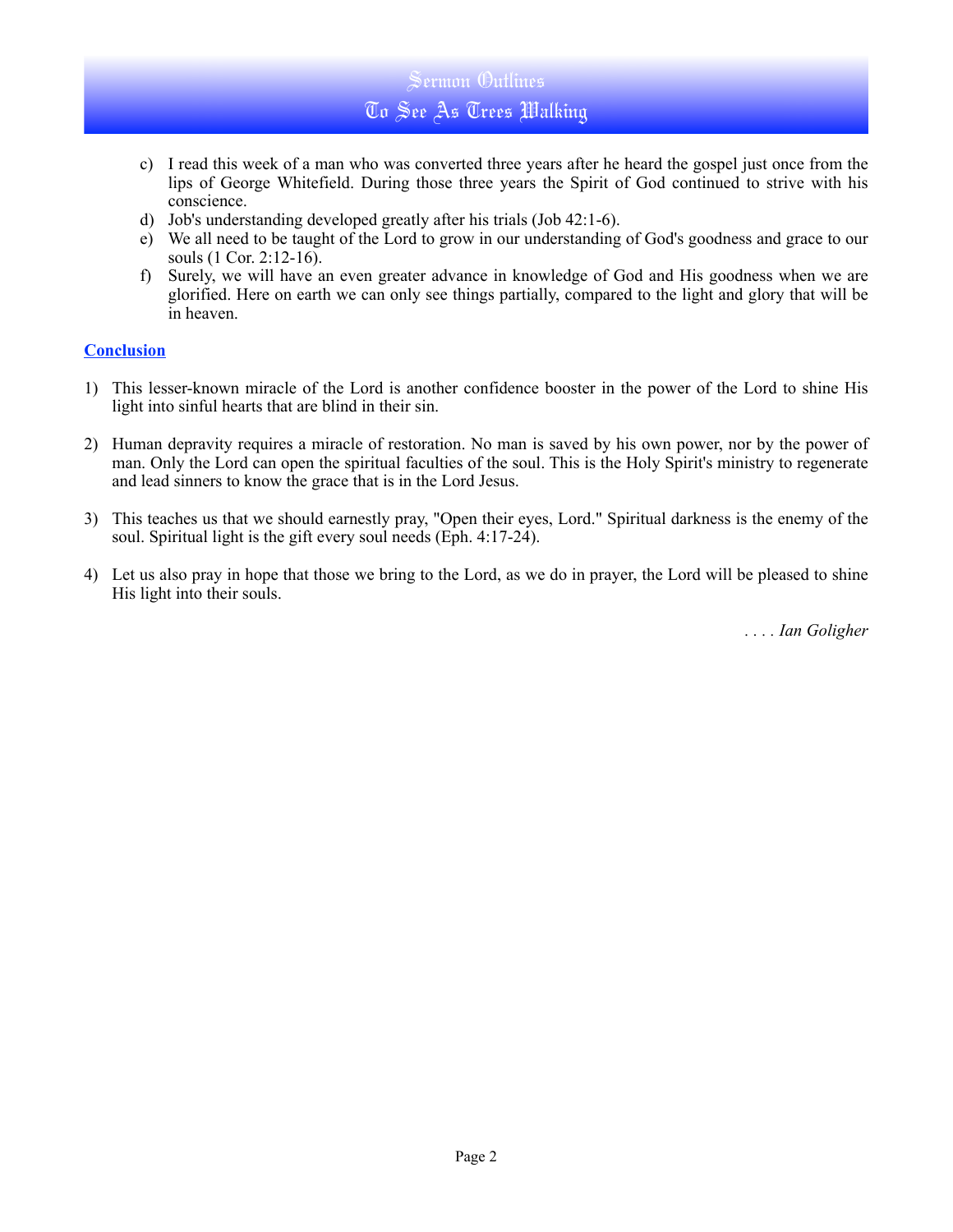c) I read this week of a man who was converted three years after he heard the gospel just once from the lips of George Whitefield. During those three years the Spirit of God continued to strive with his conscience.
d) Job's understanding developed greatly after his trials (Job 42:1-6).
e) We all need to be taught of the Lord to grow in our understanding of God's goodness and grace to our souls (1 Cor. 2:12-16).
f) Surely, we will have an even greater advance in knowledge of God and His goodness when we are glorified. Here on earth we can only see things partially, compared to the light and glory that will be in heaven.

## Conclusion

1) This lesser-known miracle of the Lord is another confidence booster in the power of the Lord to shine His light into sinful hearts that are blind in their sin.

2) Human depravity requires a miracle of restoration. No man is saved by his own power, nor by the power of man. Only the Lord can open the spiritual faculties of the soul. This is the Holy Spirit's ministry to regenerate and lead sinners to know the grace that is in the Lord Jesus.

3) This teaches us that we should earnestly pray, "Open their eyes, Lord." Spiritual darkness is the enemy of the soul. Spiritual light is the gift every soul needs (Eph. 4:17-24).

4) Let us also pray in hope that those we bring to the Lord, as we do in prayer, the Lord will be pleased to shine His light into their souls.

*. . . . Ian Goligher*